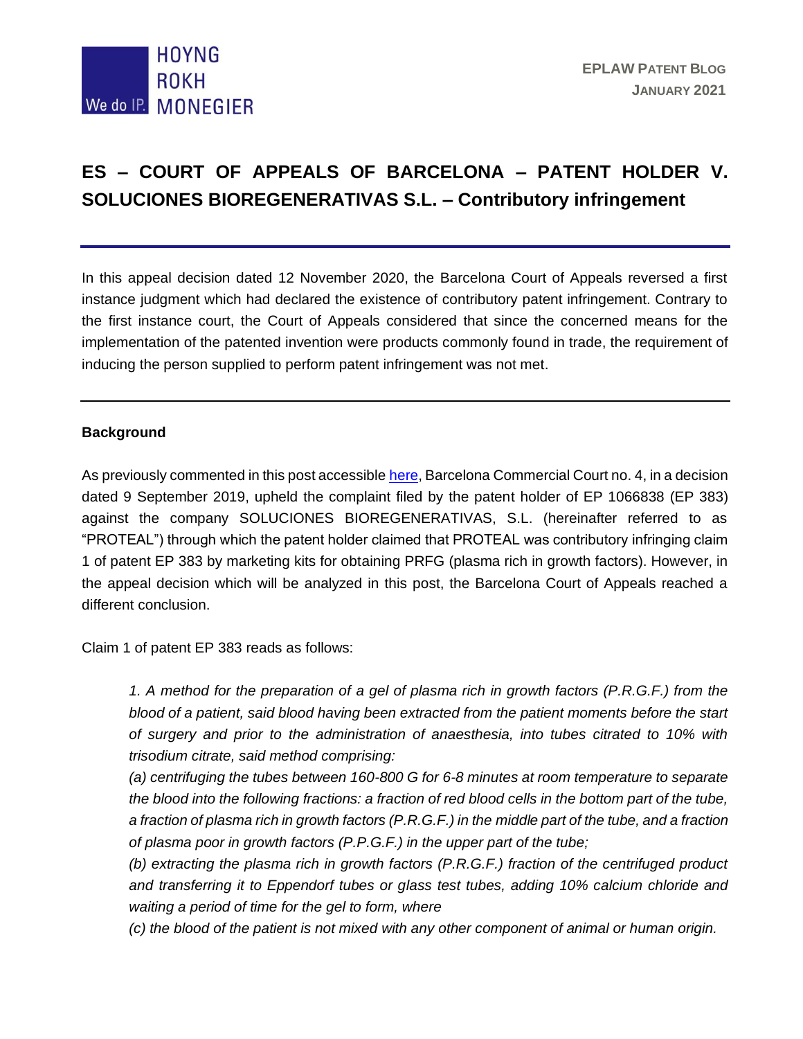# ES – COURT OF APPEALS OF BARCELONA – PATENT HOLDER V. SOLUCIONES BIOREGENERATIVAS S.L. – Contributory infringement

In this appeal decision dated 12 November 2020, the Barcelona Court of Appeals reversed a first instance judgment which had declared the existence of contributory patent infringement. Contrary to the first instance court, the Court of Appeals considered that since the concerned means for the implementation of the patented invention were products commonly found in trade, the requirement of inducing the person supplied to perform patent infringement was not met.

## Background

As previously commented in this post accessible here, Barcelona Commercial Court no. 4, in a decision dated 9 September 2019, upheld the complaint filed by the patent holder of EP 1066838 (EP 383) against the company SOLUCIONES BIOREGENERATIVAS, S.L. (hereinafter referred to as "PROTEAL") through which the patent holder claimed that PROTEAL was contributory infringing claim 1 of patent EP 383 by marketing kits for obtaining PRFG (plasma rich in growth factors). However, in the appeal decision which will be analyzed in this post, the Barcelona Court of Appeals reached a different conclusion.

Claim 1 of patent EP 383 reads as follows:

> *1. A method for the preparation of a gel of plasma rich in growth factors (P.R.G.F.) from the blood of a patient, said blood having been extracted from the patient moments before the start of surgery and prior to the administration of anaesthesia, into tubes citrated to 10% with trisodium citrate, said method comprising:*
>
> *(a) centrifuging the tubes between 160-800 G for 6-8 minutes at room temperature to separate the blood into the following fractions: a fraction of red blood cells in the bottom part of the tube, a fraction of plasma rich in growth factors (P.R.G.F.) in the middle part of the tube, and a fraction of plasma poor in growth factors (P.P.G.F.) in the upper part of the tube;*
>
> *(b) extracting the plasma rich in growth factors (P.R.G.F.) fraction of the centrifuged product and transferring it to Eppendorf tubes or glass test tubes, adding 10% calcium chloride and waiting a period of time for the gel to form, where*
>
> *(c) the blood of the patient is not mixed with any other component of animal or human origin.*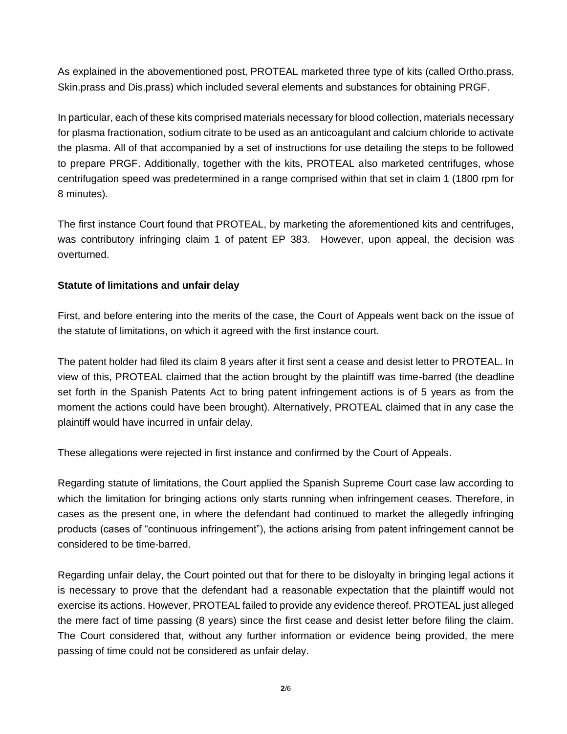As explained in the abovementioned post, PROTEAL marketed three type of kits (called Ortho.prass, Skin.prass and Dis.prass) which included several elements and substances for obtaining PRGF.

In particular, each of these kits comprised materials necessary for blood collection, materials necessary for plasma fractionation, sodium citrate to be used as an anticoagulant and calcium chloride to activate the plasma. All of that accompanied by a set of instructions for use detailing the steps to be followed to prepare PRGF. Additionally, together with the kits, PROTEAL also marketed centrifuges, whose centrifugation speed was predetermined in a range comprised within that set in claim 1 (1800 rpm for 8 minutes).

The first instance Court found that PROTEAL, by marketing the aforementioned kits and centrifuges, was contributory infringing claim 1 of patent EP 383. However, upon appeal, the decision was overturned.

**Statute of limitations and unfair delay**

First, and before entering into the merits of the case, the Court of Appeals went back on the issue of the statute of limitations, on which it agreed with the first instance court.

The patent holder had filed its claim 8 years after it first sent a cease and desist letter to PROTEAL. In view of this, PROTEAL claimed that the action brought by the plaintiff was time-barred (the deadline set forth in the Spanish Patents Act to bring patent infringement actions is of 5 years as from the moment the actions could have been brought). Alternatively, PROTEAL claimed that in any case the plaintiff would have incurred in unfair delay.

These allegations were rejected in first instance and confirmed by the Court of Appeals.

Regarding statute of limitations, the Court applied the Spanish Supreme Court case law according to which the limitation for bringing actions only starts running when infringement ceases. Therefore, in cases as the present one, in where the defendant had continued to market the allegedly infringing products (cases of "continuous infringement"), the actions arising from patent infringement cannot be considered to be time-barred.

Regarding unfair delay, the Court pointed out that for there to be disloyalty in bringing legal actions it is necessary to prove that the defendant had a reasonable expectation that the plaintiff would not exercise its actions. However, PROTEAL failed to provide any evidence thereof. PROTEAL just alleged the mere fact of time passing (8 years) since the first cease and desist letter before filing the claim. The Court considered that, without any further information or evidence being provided, the mere passing of time could not be considered as unfair delay.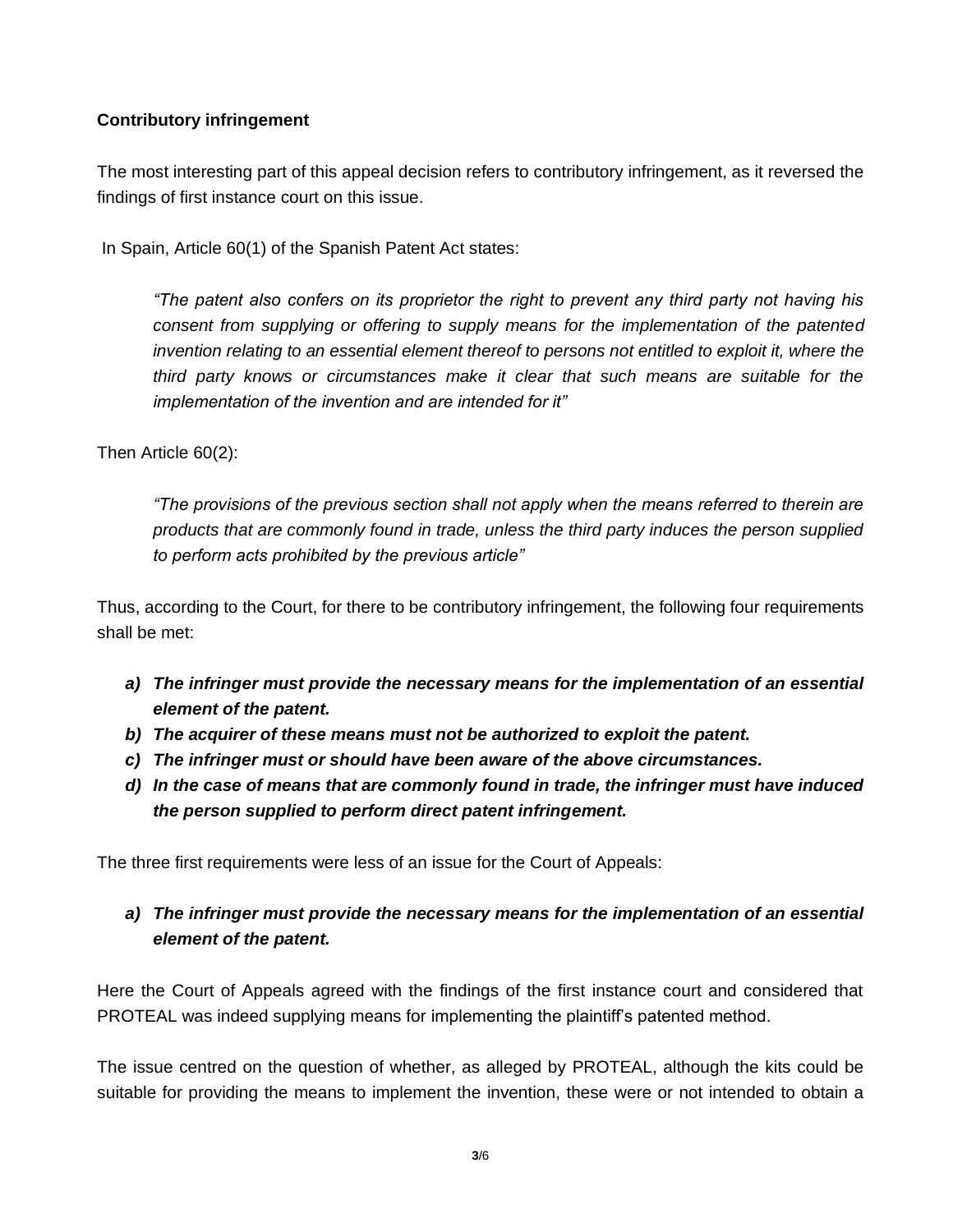**Contributory infringement**

The most interesting part of this appeal decision refers to contributory infringement, as it reversed the findings of first instance court on this issue.

In Spain, Article 60(1) of the Spanish Patent Act states:

> *"The patent also confers on its proprietor the right to prevent any third party not having his consent from supplying or offering to supply means for the implementation of the patented invention relating to an essential element thereof to persons not entitled to exploit it, where the third party knows or circumstances make it clear that such means are suitable for the implementation of the invention and are intended for it"*

Then Article 60(2):

> *"The provisions of the previous section shall not apply when the means referred to therein are products that are commonly found in trade, unless the third party induces the person supplied to perform acts prohibited by the previous article"*

Thus, according to the Court, for there to be contributory infringement, the following four requirements shall be met:

a) ***The infringer must provide the necessary means for the implementation of an essential element of the patent.***
b) ***The acquirer of these means must not be authorized to exploit the patent.***
c) ***The infringer must or should have been aware of the above circumstances.***
d) ***In the case of means that are commonly found in trade, the infringer must have induced the person supplied to perform direct patent infringement.***

The three first requirements were less of an issue for the Court of Appeals:

a) ***The infringer must provide the necessary means for the implementation of an essential element of the patent.***

Here the Court of Appeals agreed with the findings of the first instance court and considered that PROTEAL was indeed supplying means for implementing the plaintiff's patented method.

The issue centred on the question of whether, as alleged by PROTEAL, although the kits could be suitable for providing the means to implement the invention, these were or not intended to obtain a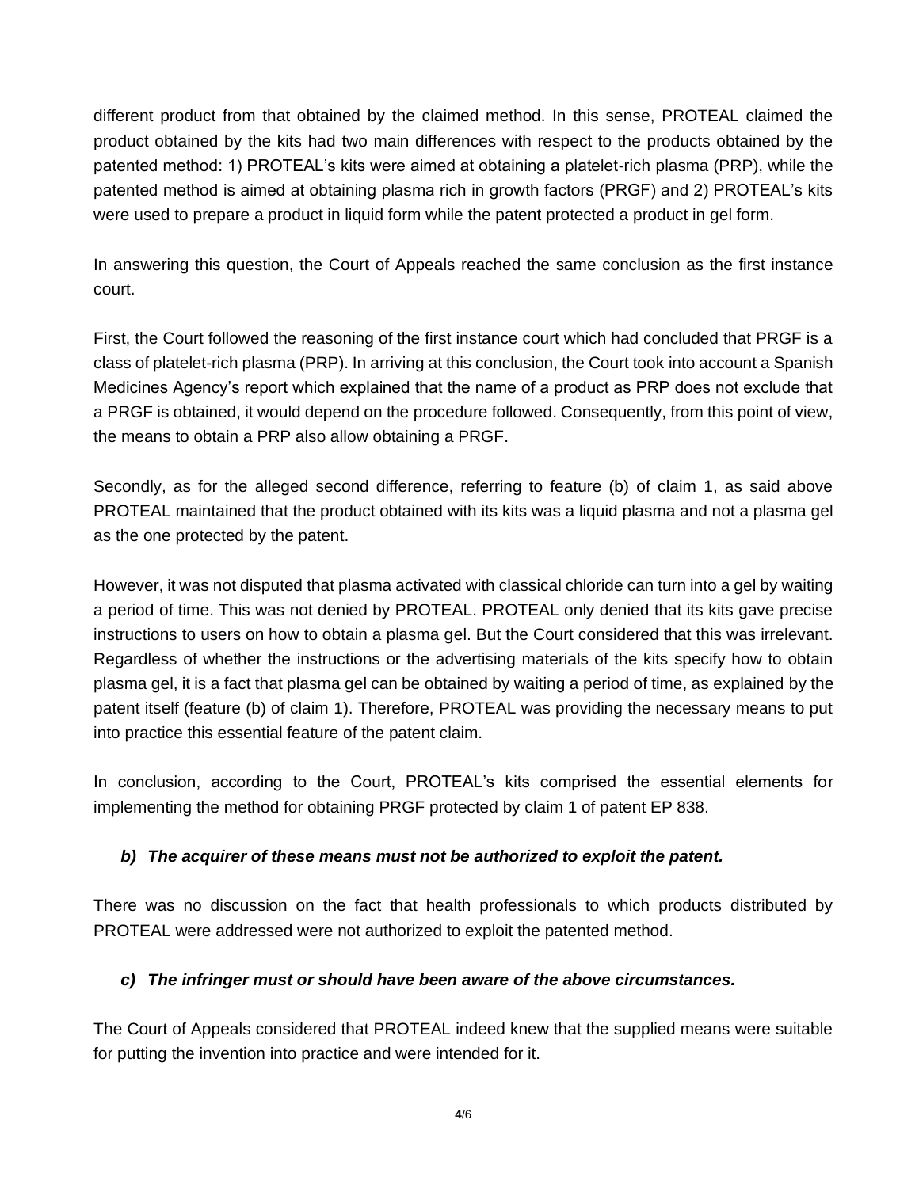different product from that obtained by the claimed method. In this sense, PROTEAL claimed the product obtained by the kits had two main differences with respect to the products obtained by the patented method: 1) PROTEAL's kits were aimed at obtaining a platelet-rich plasma (PRP), while the patented method is aimed at obtaining plasma rich in growth factors (PRGF) and 2) PROTEAL's kits were used to prepare a product in liquid form while the patent protected a product in gel form.

In answering this question, the Court of Appeals reached the same conclusion as the first instance court.

First, the Court followed the reasoning of the first instance court which had concluded that PRGF is a class of platelet-rich plasma (PRP). In arriving at this conclusion, the Court took into account a Spanish Medicines Agency's report which explained that the name of a product as PRP does not exclude that a PRGF is obtained, it would depend on the procedure followed. Consequently, from this point of view, the means to obtain a PRP also allow obtaining a PRGF.

Secondly, as for the alleged second difference, referring to feature (b) of claim 1, as said above PROTEAL maintained that the product obtained with its kits was a liquid plasma and not a plasma gel as the one protected by the patent.

However, it was not disputed that plasma activated with classical chloride can turn into a gel by waiting a period of time. This was not denied by PROTEAL. PROTEAL only denied that its kits gave precise instructions to users on how to obtain a plasma gel. But the Court considered that this was irrelevant. Regardless of whether the instructions or the advertising materials of the kits specify how to obtain plasma gel, it is a fact that plasma gel can be obtained by waiting a period of time, as explained by the patent itself (feature (b) of claim 1). Therefore, PROTEAL was providing the necessary means to put into practice this essential feature of the patent claim.

In conclusion, according to the Court, PROTEAL's kits comprised the essential elements for implementing the method for obtaining PRGF protected by claim 1 of patent EP 838.

***b) The acquirer of these means must not be authorized to exploit the patent.***

There was no discussion on the fact that health professionals to which products distributed by PROTEAL were addressed were not authorized to exploit the patented method.

***c) The infringer must or should have been aware of the above circumstances.***

The Court of Appeals considered that PROTEAL indeed knew that the supplied means were suitable for putting the invention into practice and were intended for it.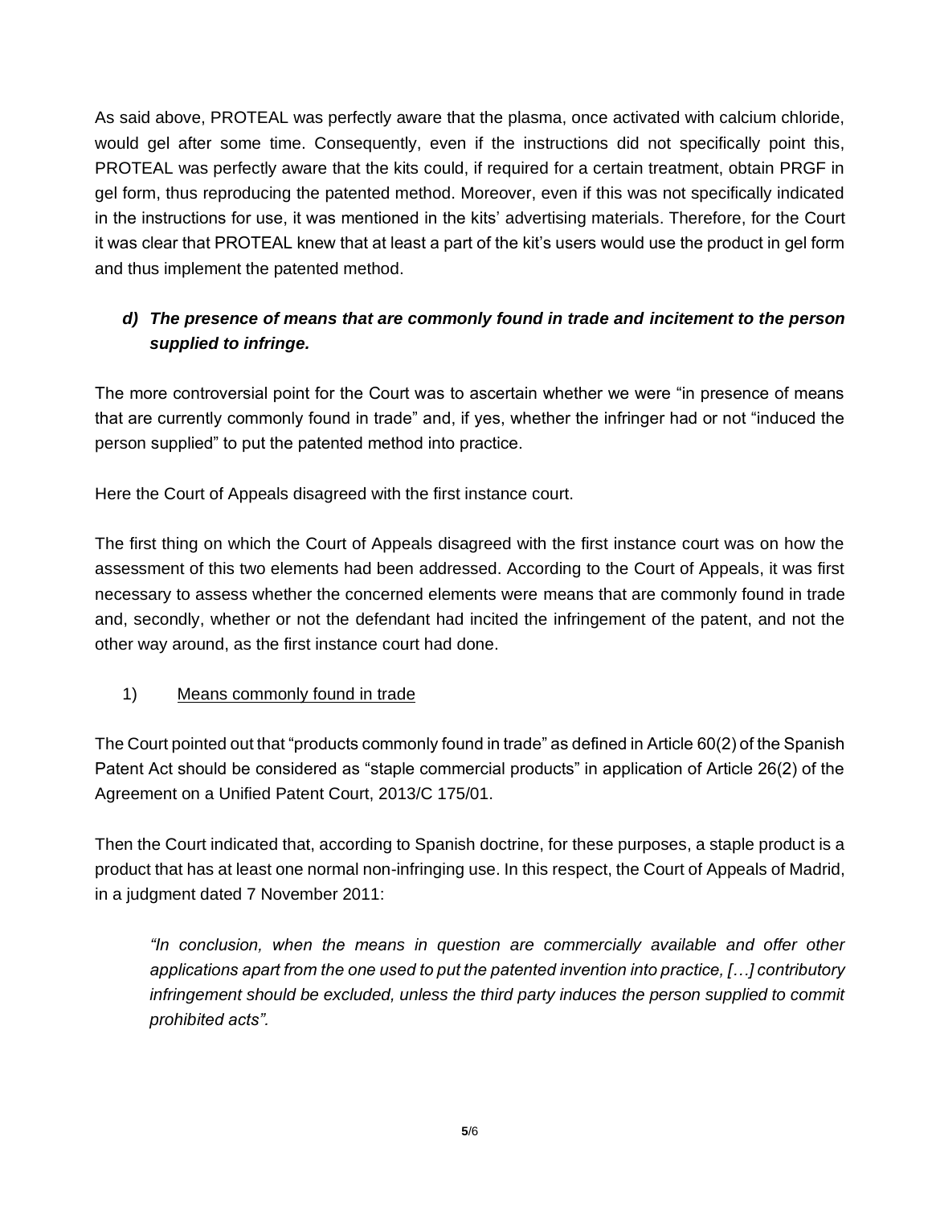As said above, PROTEAL was perfectly aware that the plasma, once activated with calcium chloride, would gel after some time. Consequently, even if the instructions did not specifically point this, PROTEAL was perfectly aware that the kits could, if required for a certain treatment, obtain PRGF in gel form, thus reproducing the patented method. Moreover, even if this was not specifically indicated in the instructions for use, it was mentioned in the kits' advertising materials. Therefore, for the Court it was clear that PROTEAL knew that at least a part of the kit's users would use the product in gel form and thus implement the patented method.

### *d) The presence of means that are commonly found in trade and incitement to the person supplied to infringe.*

The more controversial point for the Court was to ascertain whether we were "in presence of means that are currently commonly found in trade" and, if yes, whether the infringer had or not "induced the person supplied" to put the patented method into practice.

Here the Court of Appeals disagreed with the first instance court.

The first thing on which the Court of Appeals disagreed with the first instance court was on how the assessment of this two elements had been addressed. According to the Court of Appeals, it was first necessary to assess whether the concerned elements were means that are commonly found in trade and, secondly, whether or not the defendant had incited the infringement of the patent, and not the other way around, as the first instance court had done.

1) Means commonly found in trade

The Court pointed out that "products commonly found in trade" as defined in Article 60(2) of the Spanish Patent Act should be considered as "staple commercial products" in application of Article 26(2) of the Agreement on a Unified Patent Court, 2013/C 175/01.

Then the Court indicated that, according to Spanish doctrine, for these purposes, a staple product is a product that has at least one normal non-infringing use. In this respect, the Court of Appeals of Madrid, in a judgment dated 7 November 2011:

> *"In conclusion, when the means in question are commercially available and offer other applications apart from the one used to put the patented invention into practice, […] contributory infringement should be excluded, unless the third party induces the person supplied to commit prohibited acts".*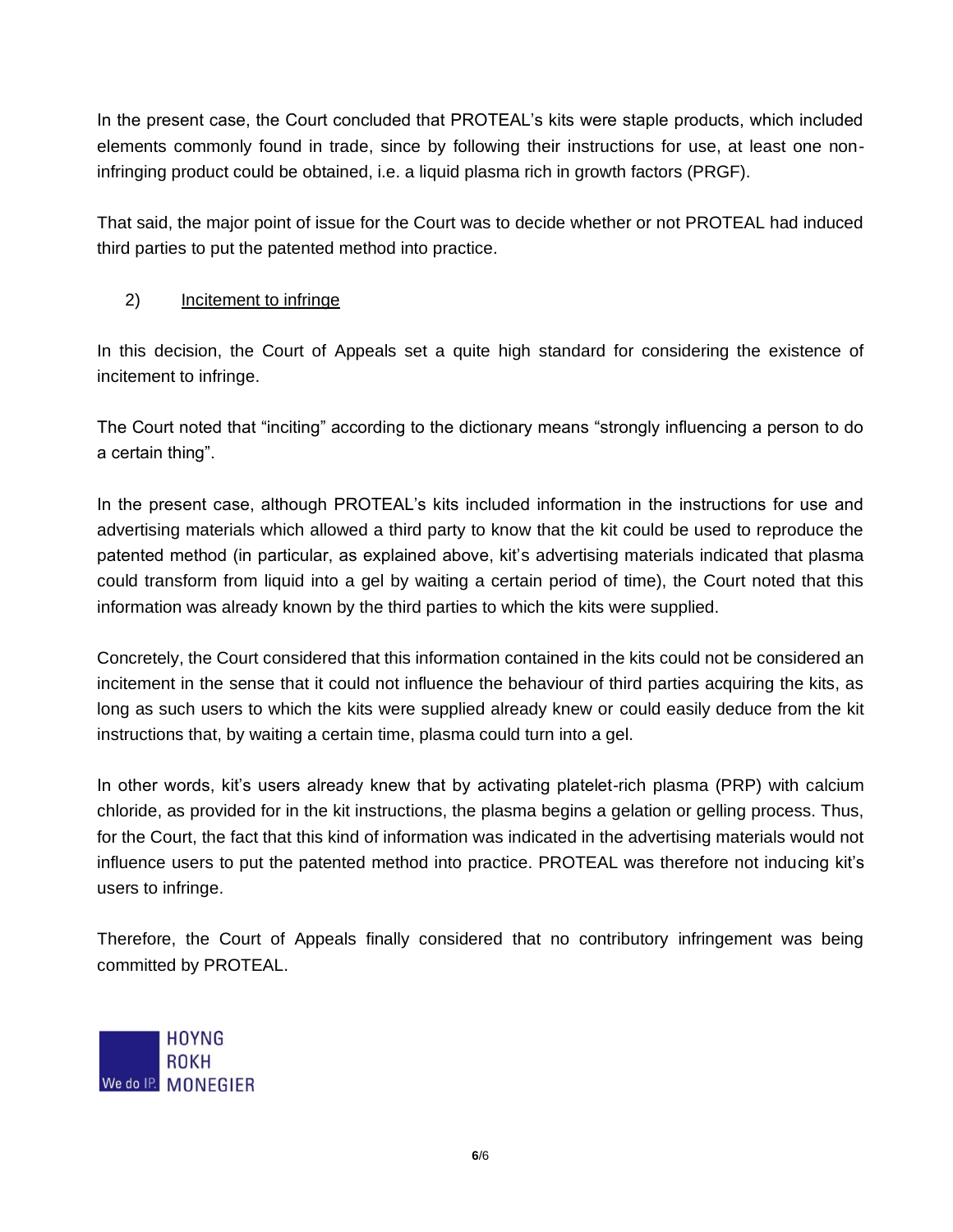In the present case, the Court concluded that PROTEAL's kits were staple products, which included elements commonly found in trade, since by following their instructions for use, at least one non-infringing product could be obtained, i.e. a liquid plasma rich in growth factors (PRGF).

That said, the major point of issue for the Court was to decide whether or not PROTEAL had induced third parties to put the patented method into practice.

2) Incitement to infringe

In this decision, the Court of Appeals set a quite high standard for considering the existence of incitement to infringe.

The Court noted that "inciting" according to the dictionary means "strongly influencing a person to do a certain thing".

In the present case, although PROTEAL's kits included information in the instructions for use and advertising materials which allowed a third party to know that the kit could be used to reproduce the patented method (in particular, as explained above, kit's advertising materials indicated that plasma could transform from liquid into a gel by waiting a certain period of time), the Court noted that this information was already known by the third parties to which the kits were supplied.

Concretely, the Court considered that this information contained in the kits could not be considered an incitement in the sense that it could not influence the behaviour of third parties acquiring the kits, as long as such users to which the kits were supplied already knew or could easily deduce from the kit instructions that, by waiting a certain time, plasma could turn into a gel.

In other words, kit's users already knew that by activating platelet-rich plasma (PRP) with calcium chloride, as provided for in the kit instructions, the plasma begins a gelation or gelling process. Thus, for the Court, the fact that this kind of information was indicated in the advertising materials would not influence users to put the patented method into practice. PROTEAL was therefore not inducing kit's users to infringe.

Therefore, the Court of Appeals finally considered that no contributory infringement was being committed by PROTEAL.

We do IP. HOYNG ROKH MONEGIER